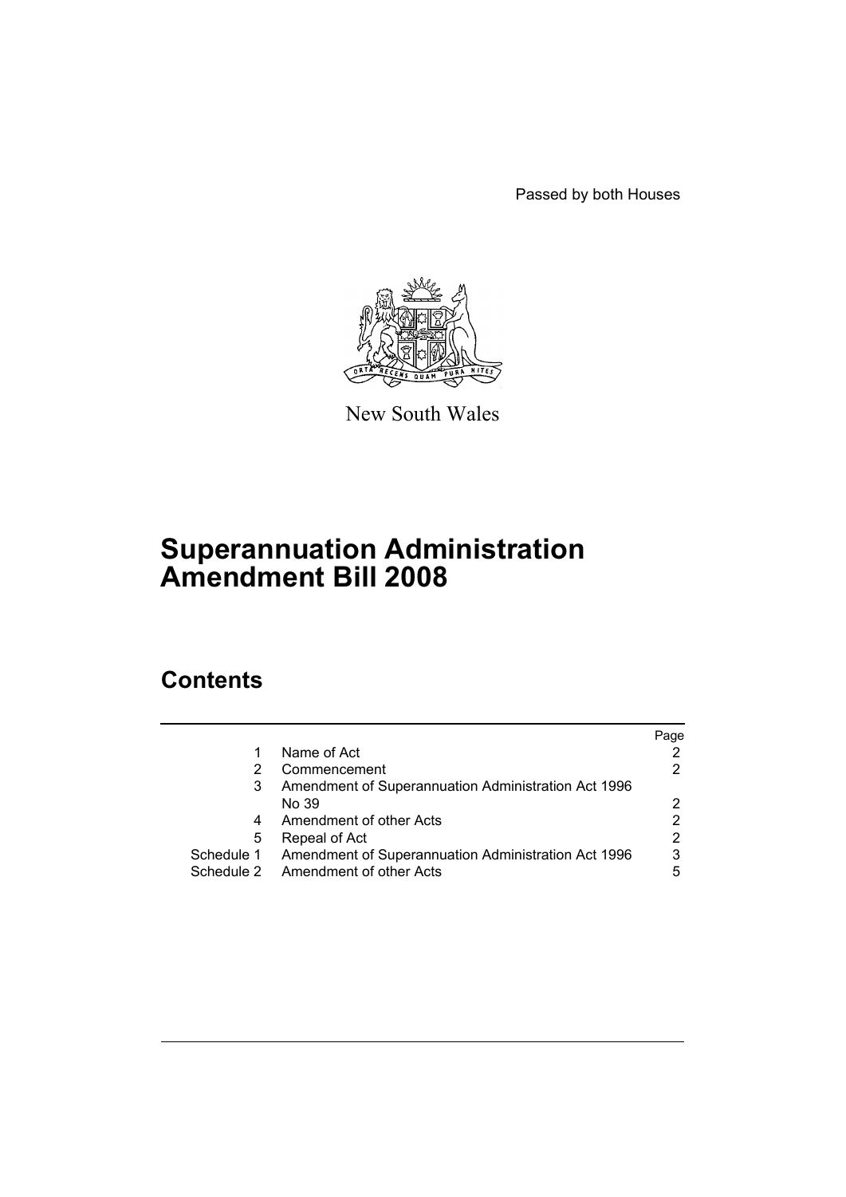Passed by both Houses

New South Wales

# Superannuation Administration Amendment Bill 2008

## Contents

| | | Page |
|---|---|---|
| 1 | Name of Act | 2 |
| 2 | Commencement | 2 |
| 3 | Amendment of Superannuation Administration Act 1996 No 39 | 2 |
| 4 | Amendment of other Acts | 2 |
| 5 | Repeal of Act | 2 |
| Schedule 1 | Amendment of Superannuation Administration Act 1996 | 3 |
| Schedule 2 | Amendment of other Acts | 5 |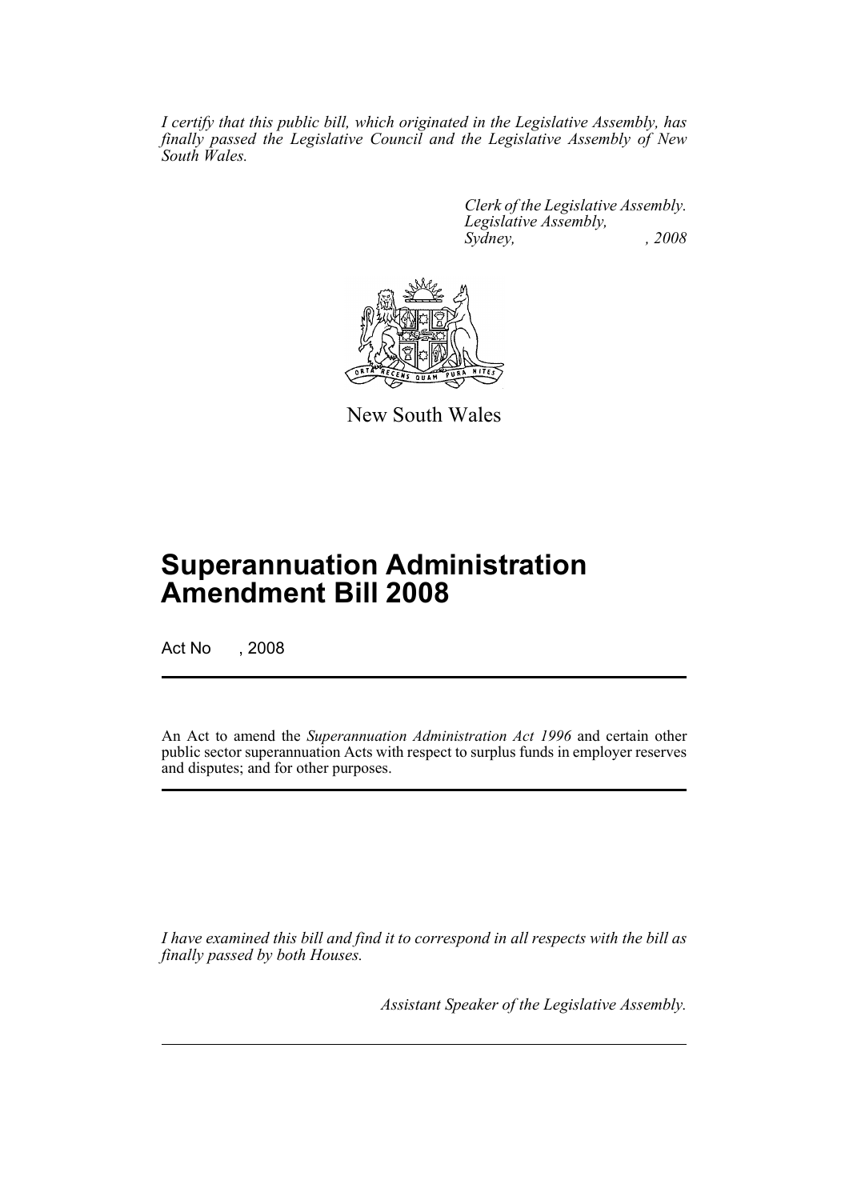*I certify that this public bill, which originated in the Legislative Assembly, has finally passed the Legislative Council and the Legislative Assembly of New South Wales.*

*Clerk of the Legislative Assembly.*
*Legislative Assembly,*
*Sydney, , 2008*

New South Wales

# Superannuation Administration Amendment Bill 2008

Act No , 2008

An Act to amend the *Superannuation Administration Act 1996* and certain other public sector superannuation Acts with respect to surplus funds in employer reserves and disputes; and for other purposes.

*I have examined this bill and find it to correspond in all respects with the bill as finally passed by both Houses.*

*Assistant Speaker of the Legislative Assembly.*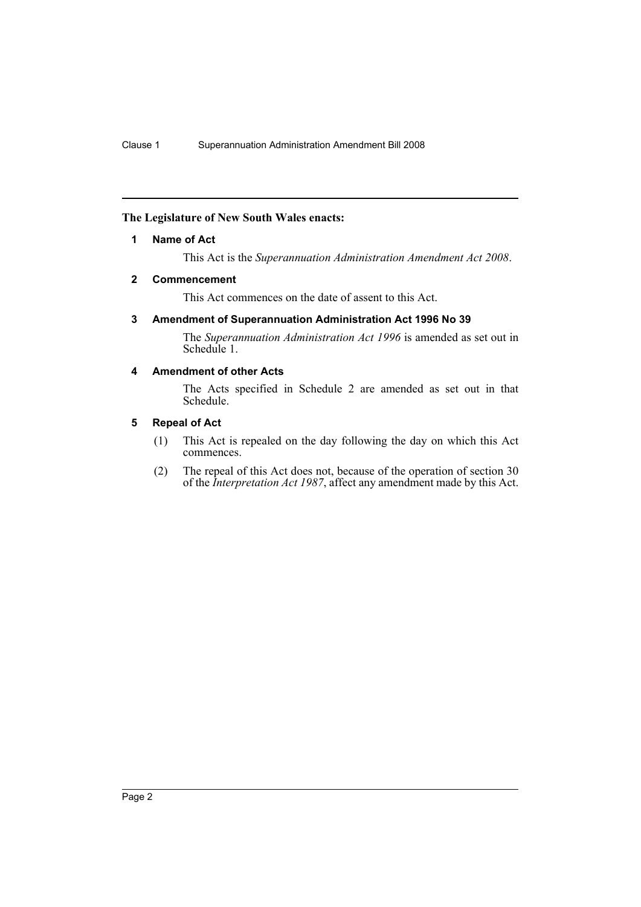**The Legislature of New South Wales enacts:**

## 1 Name of Act

This Act is the *Superannuation Administration Amendment Act 2008*.

## 2 Commencement

This Act commences on the date of assent to this Act.

## 3 Amendment of Superannuation Administration Act 1996 No 39

The *Superannuation Administration Act 1996* is amended as set out in Schedule 1.

## 4 Amendment of other Acts

The Acts specified in Schedule 2 are amended as set out in that Schedule.

## 5 Repeal of Act

(1) This Act is repealed on the day following the day on which this Act commences.

(2) The repeal of this Act does not, because of the operation of section 30 of the *Interpretation Act 1987*, affect any amendment made by this Act.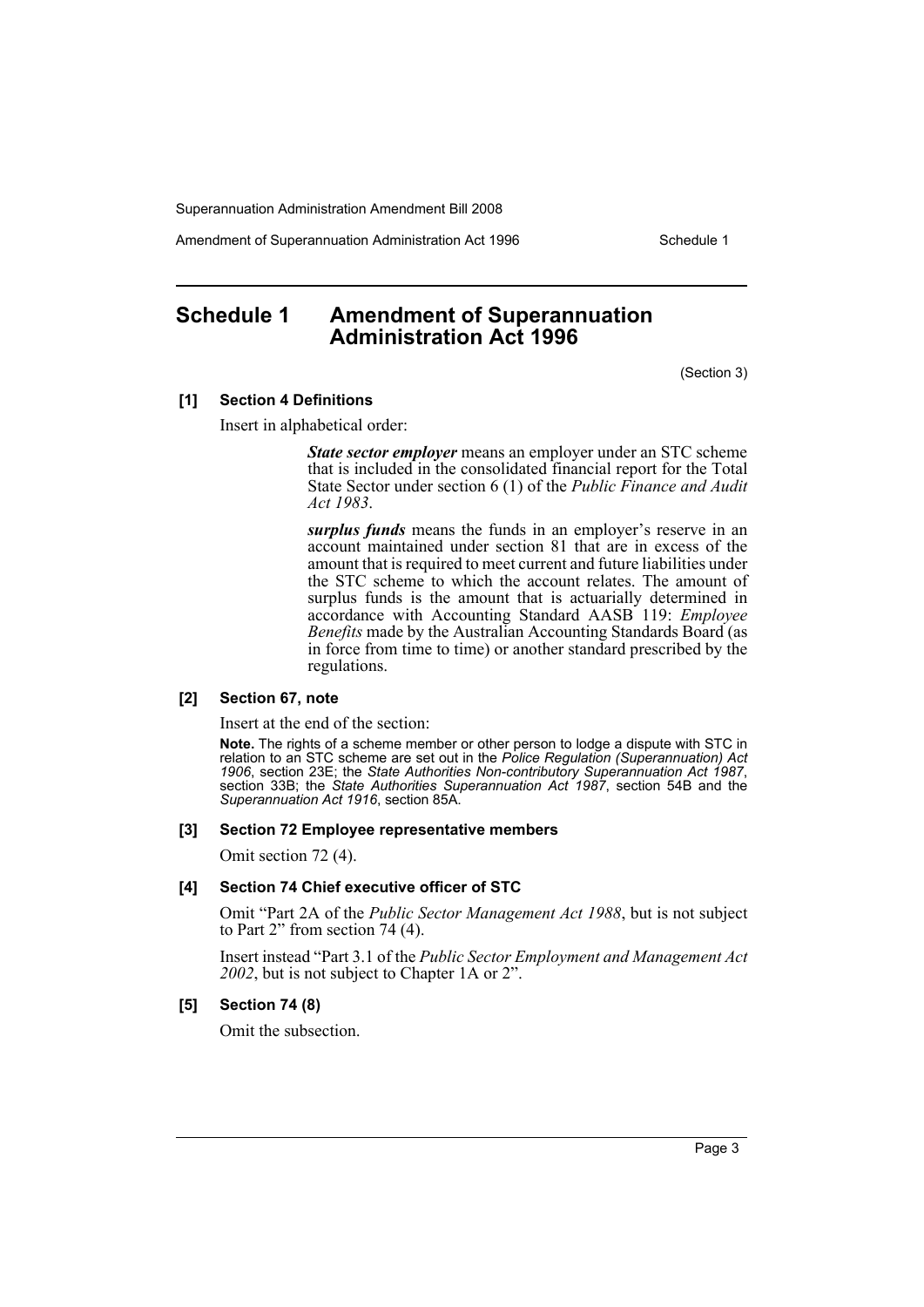# Schedule 1 Amendment of Superannuation Administration Act 1996

(Section 3)

#### [1] Section 4 Definitions

Insert in alphabetical order:

> ***State sector employer*** means an employer under an STC scheme that is included in the consolidated financial report for the Total State Sector under section 6 (1) of the *Public Finance and Audit Act 1983*.
>
> ***surplus funds*** means the funds in an employer's reserve in an account maintained under section 81 that are in excess of the amount that is required to meet current and future liabilities under the STC scheme to which the account relates. The amount of surplus funds is the amount that is actuarially determined in accordance with Accounting Standard AASB 119: *Employee Benefits* made by the Australian Accounting Standards Board (as in force from time to time) or another standard prescribed by the regulations.

#### [2] Section 67, note

Insert at the end of the section:

**Note.** The rights of a scheme member or other person to lodge a dispute with STC in relation to an STC scheme are set out in the *Police Regulation (Superannuation) Act 1906*, section 23E; the *State Authorities Non-contributory Superannuation Act 1987*, section 33B; the *State Authorities Superannuation Act 1987*, section 54B and the *Superannuation Act 1916*, section 85A.

#### [3] Section 72 Employee representative members

Omit section 72 (4).

#### [4] Section 74 Chief executive officer of STC

Omit "Part 2A of the *Public Sector Management Act 1988*, but is not subject to Part 2" from section 74 (4).

Insert instead "Part 3.1 of the *Public Sector Employment and Management Act 2002*, but is not subject to Chapter 1A or 2".

#### [5] Section 74 (8)

Omit the subsection.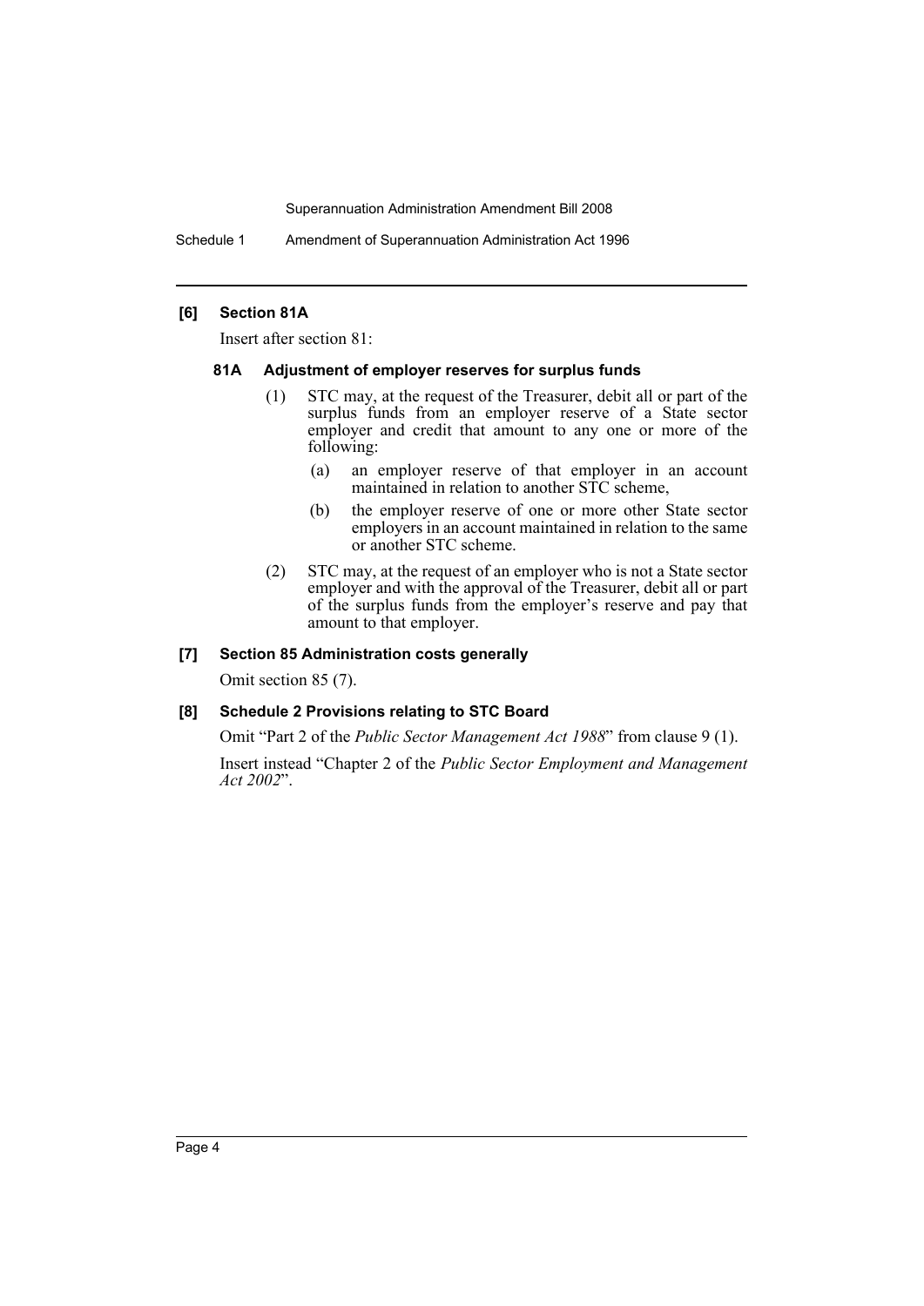#### [6] Section 81A

Insert after section 81:

##### 81A Adjustment of employer reserves for surplus funds

(1) STC may, at the request of the Treasurer, debit all or part of the surplus funds from an employer reserve of a State sector employer and credit that amount to any one or more of the following:

(a) an employer reserve of that employer in an account maintained in relation to another STC scheme,

(b) the employer reserve of one or more other State sector employers in an account maintained in relation to the same or another STC scheme.

(2) STC may, at the request of an employer who is not a State sector employer and with the approval of the Treasurer, debit all or part of the surplus funds from the employer's reserve and pay that amount to that employer.

#### [7] Section 85 Administration costs generally

Omit section 85 (7).

#### [8] Schedule 2 Provisions relating to STC Board

Omit "Part 2 of the *Public Sector Management Act 1988*" from clause 9 (1).

Insert instead "Chapter 2 of the *Public Sector Employment and Management Act 2002*".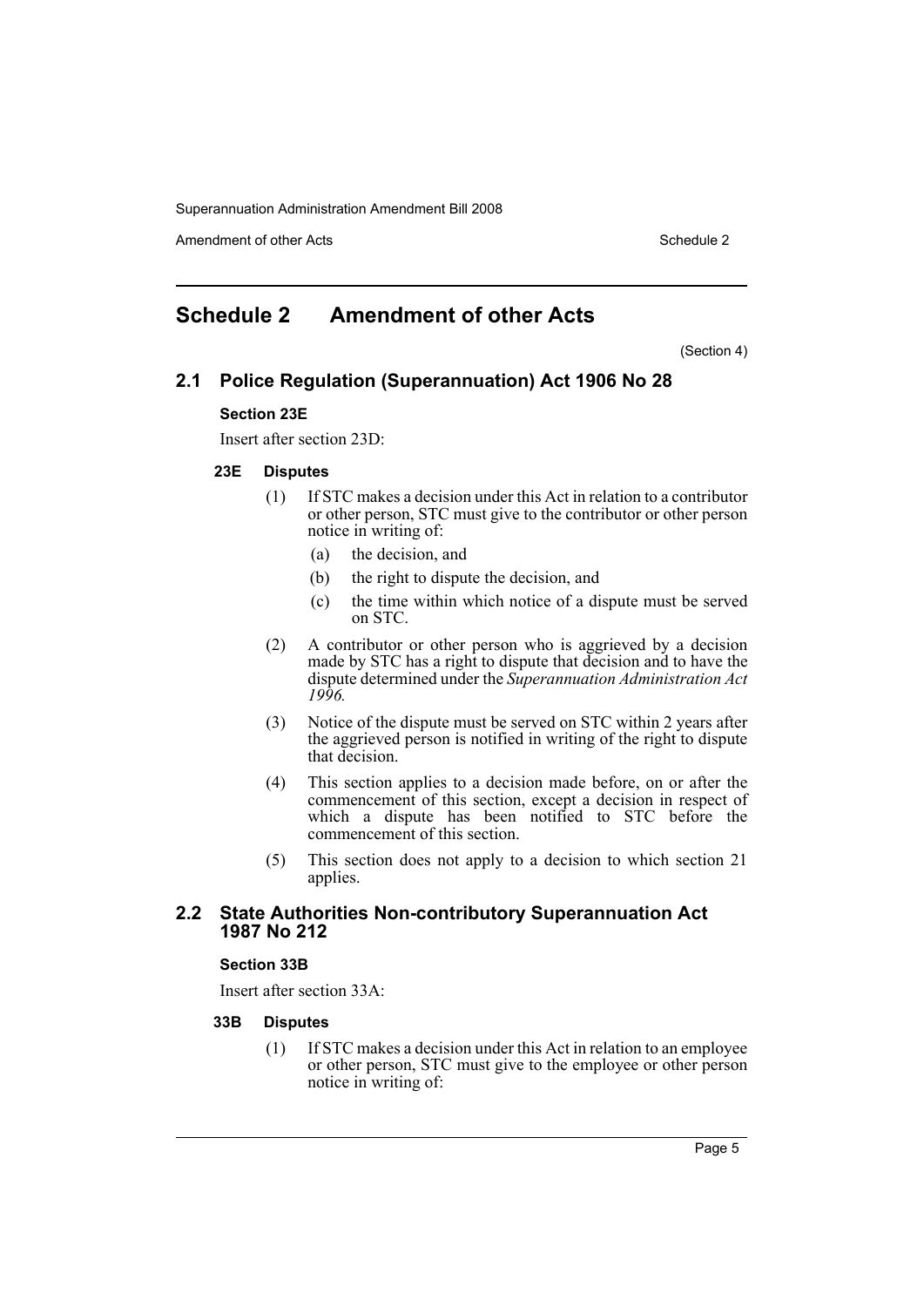# Schedule 2 Amendment of other Acts

(Section 4)

## 2.1 Police Regulation (Superannuation) Act 1906 No 28

### Section 23E

Insert after section 23D:

#### 23E Disputes

(1) If STC makes a decision under this Act in relation to a contributor or other person, STC must give to the contributor or other person notice in writing of:

- (a) the decision, and
- (b) the right to dispute the decision, and
- (c) the time within which notice of a dispute must be served on STC.

(2) A contributor or other person who is aggrieved by a decision made by STC has a right to dispute that decision and to have the dispute determined under the *Superannuation Administration Act 1996*.

(3) Notice of the dispute must be served on STC within 2 years after the aggrieved person is notified in writing of the right to dispute that decision.

(4) This section applies to a decision made before, on or after the commencement of this section, except a decision in respect of which a dispute has been notified to STC before the commencement of this section.

(5) This section does not apply to a decision to which section 21 applies.

## 2.2 State Authorities Non-contributory Superannuation Act 1987 No 212

### Section 33B

Insert after section 33A:

#### 33B Disputes

(1) If STC makes a decision under this Act in relation to an employee or other person, STC must give to the employee or other person notice in writing of: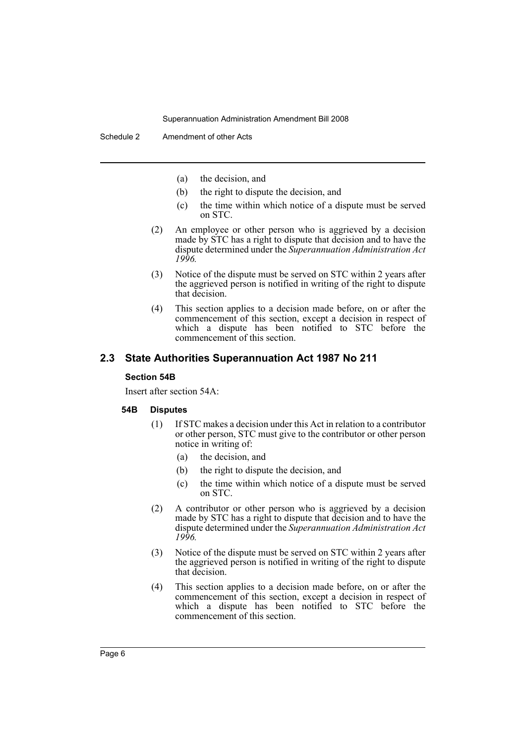(a) the decision, and

(b) the right to dispute the decision, and

(c) the time within which notice of a dispute must be served on STC.

(2) An employee or other person who is aggrieved by a decision made by STC has a right to dispute that decision and to have the dispute determined under the *Superannuation Administration Act 1996.*

(3) Notice of the dispute must be served on STC within 2 years after the aggrieved person is notified in writing of the right to dispute that decision.

(4) This section applies to a decision made before, on or after the commencement of this section, except a decision in respect of which a dispute has been notified to STC before the commencement of this section.

## 2.3 State Authorities Superannuation Act 1987 No 211

### Section 54B

Insert after section 54A:

#### 54B Disputes

(1) If STC makes a decision under this Act in relation to a contributor or other person, STC must give to the contributor or other person notice in writing of:

(a) the decision, and

(b) the right to dispute the decision, and

(c) the time within which notice of a dispute must be served on STC.

(2) A contributor or other person who is aggrieved by a decision made by STC has a right to dispute that decision and to have the dispute determined under the *Superannuation Administration Act 1996.*

(3) Notice of the dispute must be served on STC within 2 years after the aggrieved person is notified in writing of the right to dispute that decision.

(4) This section applies to a decision made before, on or after the commencement of this section, except a decision in respect of which a dispute has been notified to STC before the commencement of this section.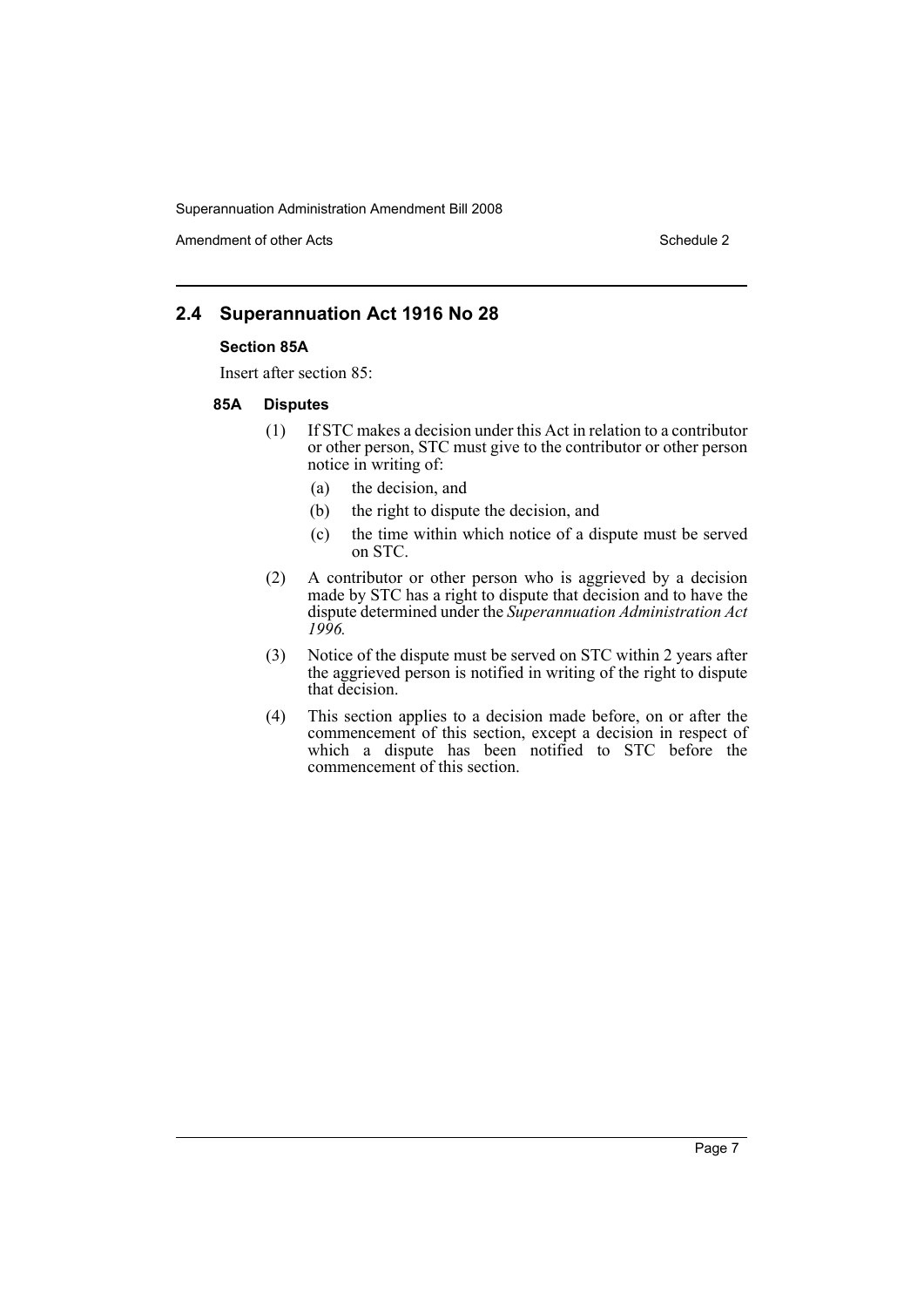## 2.4 Superannuation Act 1916 No 28

### Section 85A

Insert after section 85:

#### 85A Disputes

(1) If STC makes a decision under this Act in relation to a contributor or other person, STC must give to the contributor or other person notice in writing of:

- (a) the decision, and
- (b) the right to dispute the decision, and
- (c) the time within which notice of a dispute must be served on STC.

(2) A contributor or other person who is aggrieved by a decision made by STC has a right to dispute that decision and to have the dispute determined under the *Superannuation Administration Act 1996.*

(3) Notice of the dispute must be served on STC within 2 years after the aggrieved person is notified in writing of the right to dispute that decision.

(4) This section applies to a decision made before, on or after the commencement of this section, except a decision in respect of which a dispute has been notified to STC before the commencement of this section.